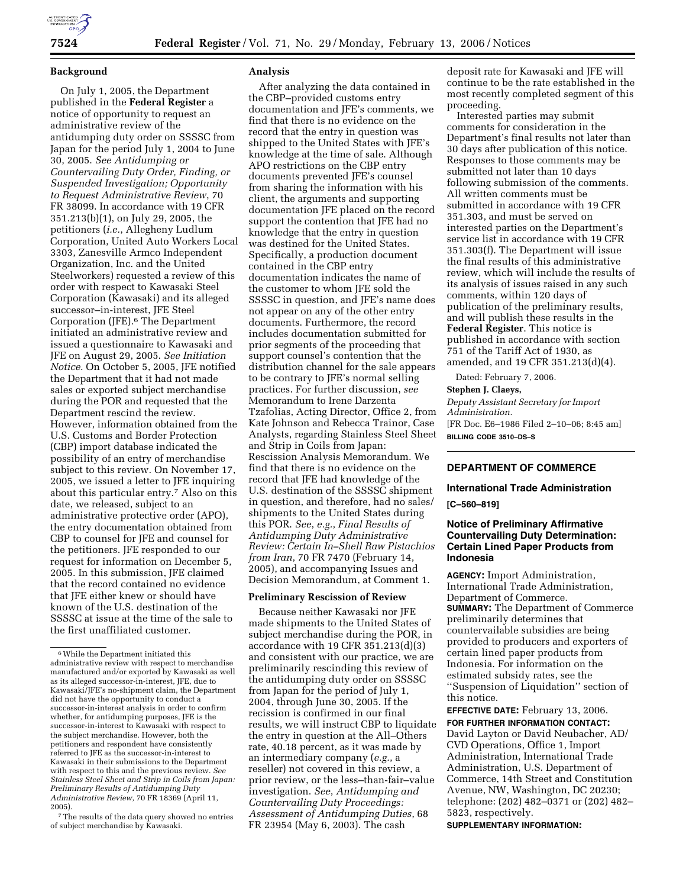**Background**

On July 1, 2005, the Department published in the **Federal Register** a notice of opportunity to request an administrative review of the antidumping duty order on SSSSC from Japan for the period July 1, 2004 to June 30, 2005. *See Antidumping or Countervailing Duty Order, Finding, or Suspended Investigation; Opportunity to Request Administrative Review*, 70 FR 38099. In accordance with 19 CFR 351.213(b)(1), on July 29, 2005, the petitioners (*i.e.*, Allegheny Ludlum Corporation, United Auto Workers Local 3303, Zanesville Armco Independent Organization, Inc. and the United Steelworkers) requested a review of this order with respect to Kawasaki Steel Corporation (Kawasaki) and its alleged successor–in-interest, JFE Steel Corporation (JFE).[6] The Department initiated an administrative review and issued a questionnaire to Kawasaki and JFE on August 29, 2005. *See Initiation Notice*. On October 5, 2005, JFE notified the Department that it had not made sales or exported subject merchandise during the POR and requested that the Department rescind the review. However, information obtained from the U.S. Customs and Border Protection (CBP) import database indicated the possibility of an entry of merchandise subject to this review. On November 17, 2005, we issued a letter to JFE inquiring about this particular entry.[7] Also on this date, we released, subject to an administrative protective order (APO), the entry documentation obtained from CBP to counsel for JFE and counsel for the petitioners. JFE responded to our request for information on December 5, 2005. In this submission, JFE claimed that the record contained no evidence that JFE either knew or should have known of the U.S. destination of the SSSSC at issue at the time of the sale to the first unaffiliated customer.

[6] While the Department initiated this administrative review with respect to merchandise manufactured and/or exported by Kawasaki as well as its alleged successor-in-interest, JFE, due to Kawasaki/JFE's no-shipment claim, the Department did not have the opportunity to conduct a successor-in-interest analysis in order to confirm whether, for antidumping purposes, JFE is the successor-in-interest to Kawasaki with respect to the subject merchandise. However, both the petitioners and respondent have consistently referred to JFE as the successor-in-interest to Kawasaki in their submissions to the Department with respect to this and the previous review. *See Stainless Steel Sheet and Strip in Coils from Japan: Preliminary Results of Antidumping Duty Administrative Review*, 70 FR 18369 (April 11, 2005).

[7] The results of the data query showed no entries of subject merchandise by Kawasaki.

**Analysis**

After analyzing the data contained in the CBP–provided customs entry documentation and JFE's comments, we find that there is no evidence on the record that the entry in question was shipped to the United States with JFE's knowledge at the time of sale. Although APO restrictions on the CBP entry documents prevented JFE's counsel from sharing the information with his client, the arguments and supporting documentation JFE placed on the record support the contention that JFE had no knowledge that the entry in question was destined for the United States. Specifically, a production document contained in the CBP entry documentation indicates the name of the customer to whom JFE sold the SSSSC in question, and JFE's name does not appear on any of the other entry documents. Furthermore, the record includes documentation submitted for prior segments of the proceeding that support counsel's contention that the distribution channel for the sale appears to be contrary to JFE's normal selling practices. For further discussion, *see* Memorandum to Irene Darzenta Tzafolias, Acting Director, Office 2, from Kate Johnson and Rebecca Trainor, Case Analysts, regarding Stainless Steel Sheet and Strip in Coils from Japan: Rescission Analysis Memorandum. We find that there is no evidence on the record that JFE had knowledge of the U.S. destination of the SSSSC shipment in question, and therefore, had no sales/shipments to the United States during this POR. *See, e.g.*, *Final Results of Antidumping Duty Administrative Review: Certain In–Shell Raw Pistachios from Iran*, 70 FR 7470 (February 14, 2005), and accompanying Issues and Decision Memorandum, at Comment 1.

**Preliminary Rescission of Review**

Because neither Kawasaki nor JFE made shipments to the United States of subject merchandise during the POR, in accordance with 19 CFR 351.213(d)(3) and consistent with our practice, we are preliminarily rescinding this review of the antidumping duty order on SSSSC from Japan for the period of July 1, 2004, through June 30, 2005. If the recission is confirmed in our final results, we will instruct CBP to liquidate the entry in question at the All–Others rate, 40.18 percent, as it was made by an intermediary company (*e.g.*, a reseller) not covered in this review, a prior review, or the less–than-fair–value investigation. *See*, *Antidumping and Countervailing Duty Proceedings: Assessment of Antidumping Duties*, 68 FR 23954 (May 6, 2003). The cash deposit rate for Kawasaki and JFE will continue to be the rate established in the most recently completed segment of this proceeding.

Interested parties may submit comments for consideration in the Department's final results not later than 30 days after publication of this notice. Responses to those comments may be submitted not later than 10 days following submission of the comments. All written comments must be submitted in accordance with 19 CFR 351.303, and must be served on interested parties on the Department's service list in accordance with 19 CFR 351.303(f). The Department will issue the final results of this administrative review, which will include the results of its analysis of issues raised in any such comments, within 120 days of publication of the preliminary results, and will publish these results in the **Federal Register**. This notice is published in accordance with section 751 of the Tariff Act of 1930, as amended, and 19 CFR 351.213(d)(4).

Dated: February 7, 2006.

**Stephen J. Claeys,**

*Deputy Assistant Secretary for Import Administration.*

[FR Doc. E6–1986 Filed 2–10–06; 8:45 am]

**BILLING CODE 3510–DS–S**

---

## DEPARTMENT OF COMMERCE

### International Trade Administration

**[C–560–819]**

### Notice of Preliminary Affirmative Countervailing Duty Determination: Certain Lined Paper Products from Indonesia

**AGENCY:** Import Administration, International Trade Administration, Department of Commerce.

**SUMMARY:** The Department of Commerce preliminarily determines that countervailable subsidies are being provided to producers and exporters of certain lined paper products from Indonesia. For information on the estimated subsidy rates, see the ''Suspension of Liquidation'' section of this notice.

**EFFECTIVE DATE:** February 13, 2006.

**FOR FURTHER INFORMATION CONTACT:** David Layton or David Neubacher, AD/CVD Operations, Office 1, Import Administration, International Trade Administration, U.S. Department of Commerce, 14th Street and Constitution Avenue, NW, Washington, DC 20230; telephone: (202) 482–0371 or (202) 482–5823, respectively.

**SUPPLEMENTARY INFORMATION:**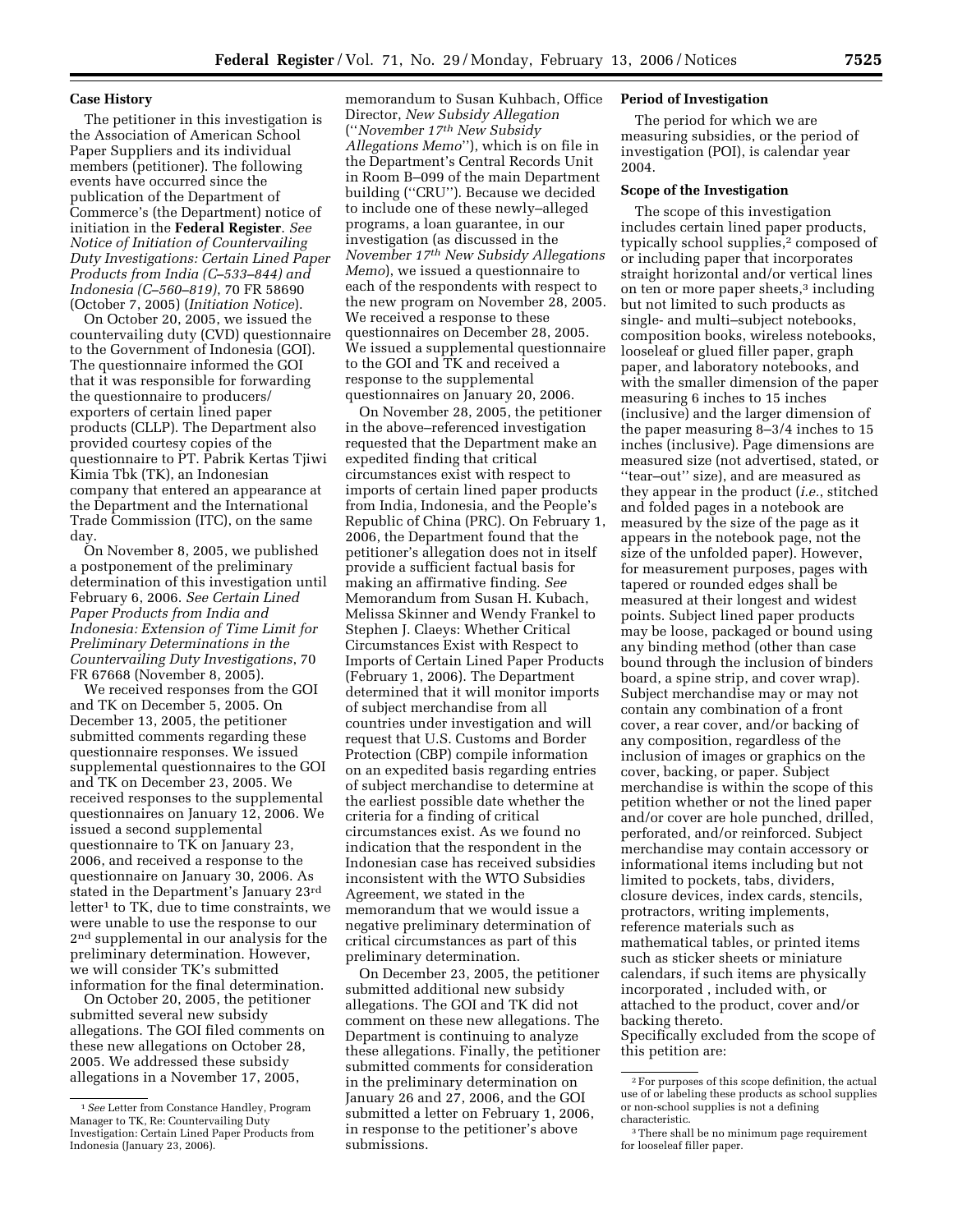## Case History

The petitioner in this investigation is the Association of American School Paper Suppliers and its individual members (petitioner). The following events have occurred since the publication of the Department of Commerce's (the Department) notice of initiation in the **Federal Register**. *See Notice of Initiation of Countervailing Duty Investigations: Certain Lined Paper Products from India (C–533–844) and Indonesia (C–560–819)*, 70 FR 58690 (October 7, 2005) (*Initiation Notice*).

On October 20, 2005, we issued the countervailing duty (CVD) questionnaire to the Government of Indonesia (GOI). The questionnaire informed the GOI that it was responsible for forwarding the questionnaire to producers/exporters of certain lined paper products (CLLP). The Department also provided courtesy copies of the questionnaire to PT. Pabrik Kertas Tjiwi Kimia Tbk (TK), an Indonesian company that entered an appearance at the Department and the International Trade Commission (ITC), on the same day.

On November 8, 2005, we published a postponement of the preliminary determination of this investigation until February 6, 2006. *See Certain Lined Paper Products from India and Indonesia: Extension of Time Limit for Preliminary Determinations in the Countervailing Duty Investigations*, 70 FR 67668 (November 8, 2005).

We received responses from the GOI and TK on December 5, 2005. On December 13, 2005, the petitioner submitted comments regarding these questionnaire responses. We issued supplemental questionnaires to the GOI and TK on December 23, 2005. We received responses to the supplemental questionnaires on January 12, 2006. We issued a second supplemental questionnaire to TK on January 23, 2006, and received a response to the questionnaire on January 30, 2006. As stated in the Department's January 23rd letter[1] to TK, due to time constraints, we were unable to use the response to our 2nd supplemental in our analysis for the preliminary determination. However, we will consider TK's submitted information for the final determination.

On October 20, 2005, the petitioner submitted several new subsidy allegations. The GOI filed comments on these new allegations on October 28, 2005. We addressed these subsidy allegations in a November 17, 2005, memorandum to Susan Kuhbach, Office Director, *New Subsidy Allegation* (''*November 17th New Subsidy Allegations Memo*''), which is on file in the Department's Central Records Unit in Room B–099 of the main Department building (''CRU''). Because we decided to include one of these newly–alleged programs, a loan guarantee, in our investigation (as discussed in the *November 17th New Subsidy Allegations Memo*), we issued a questionnaire to each of the respondents with respect to the new program on November 28, 2005. We received a response to these questionnaires on December 28, 2005. We issued a supplemental questionnaire to the GOI and TK and received a response to the supplemental questionnaires on January 20, 2006.

On November 28, 2005, the petitioner in the above–referenced investigation requested that the Department make an expedited finding that critical circumstances exist with respect to imports of certain lined paper products from India, Indonesia, and the People's Republic of China (PRC). On February 1, 2006, the Department found that the petitioner's allegation does not in itself provide a sufficient factual basis for making an affirmative finding. *See* Memorandum from Susan H. Kubach, Melissa Skinner and Wendy Frankel to Stephen J. Claeys: Whether Critical Circumstances Exist with Respect to Imports of Certain Lined Paper Products (February 1, 2006). The Department determined that it will monitor imports of subject merchandise from all countries under investigation and will request that U.S. Customs and Border Protection (CBP) compile information on an expedited basis regarding entries of subject merchandise to determine at the earliest possible date whether the criteria for a finding of critical circumstances exist. As we found no indication that the respondent in the Indonesian case has received subsidies inconsistent with the WTO Subsidies Agreement, we stated in the memorandum that we would issue a negative preliminary determination of critical circumstances as part of this preliminary determination.

On December 23, 2005, the petitioner submitted additional new subsidy allegations. The GOI and TK did not comment on these new allegations. The Department is continuing to analyze these allegations. Finally, the petitioner submitted comments for consideration in the preliminary determination on January 26 and 27, 2006, and the GOI submitted a letter on February 1, 2006, in response to the petitioner's above submissions.

## Period of Investigation

The period for which we are measuring subsidies, or the period of investigation (POI), is calendar year 2004.

## Scope of the Investigation

The scope of this investigation includes certain lined paper products, typically school supplies,[2] composed of or including paper that incorporates straight horizontal and/or vertical lines on ten or more paper sheets,[3] including but not limited to such products as single- and multi–subject notebooks, composition books, wireless notebooks, looseleaf or glued filler paper, graph paper, and laboratory notebooks, and with the smaller dimension of the paper measuring 6 inches to 15 inches (inclusive) and the larger dimension of the paper measuring 8–3/4 inches to 15 inches (inclusive). Page dimensions are measured size (not advertised, stated, or ''tear–out'' size), and are measured as they appear in the product (*i.e.*, stitched and folded pages in a notebook are measured by the size of the page as it appears in the notebook page, not the size of the unfolded paper). However, for measurement purposes, pages with tapered or rounded edges shall be measured at their longest and widest points. Subject lined paper products may be loose, packaged or bound using any binding method (other than case bound through the inclusion of binders board, a spine strip, and cover wrap). Subject merchandise may or may not contain any combination of a front cover, a rear cover, and/or backing of any composition, regardless of the inclusion of images or graphics on the cover, backing, or paper. Subject merchandise is within the scope of this petition whether or not the lined paper and/or cover are hole punched, drilled, perforated, and/or reinforced. Subject merchandise may contain accessory or informational items including but not limited to pockets, tabs, dividers, closure devices, index cards, stencils, protractors, writing implements, reference materials such as mathematical tables, or printed items such as sticker sheets or miniature calendars, if such items are physically incorporated , included with, or attached to the product, cover and/or backing thereto.

Specifically excluded from the scope of this petition are:

---

[1] *See* Letter from Constance Handley, Program Manager to TK, Re: Countervailing Duty Investigation: Certain Lined Paper Products from Indonesia (January 23, 2006).

[2] For purposes of this scope definition, the actual use of or labeling these products as school supplies or non-school supplies is not a defining characteristic.

[3] There shall be no minimum page requirement for looseleaf filler paper.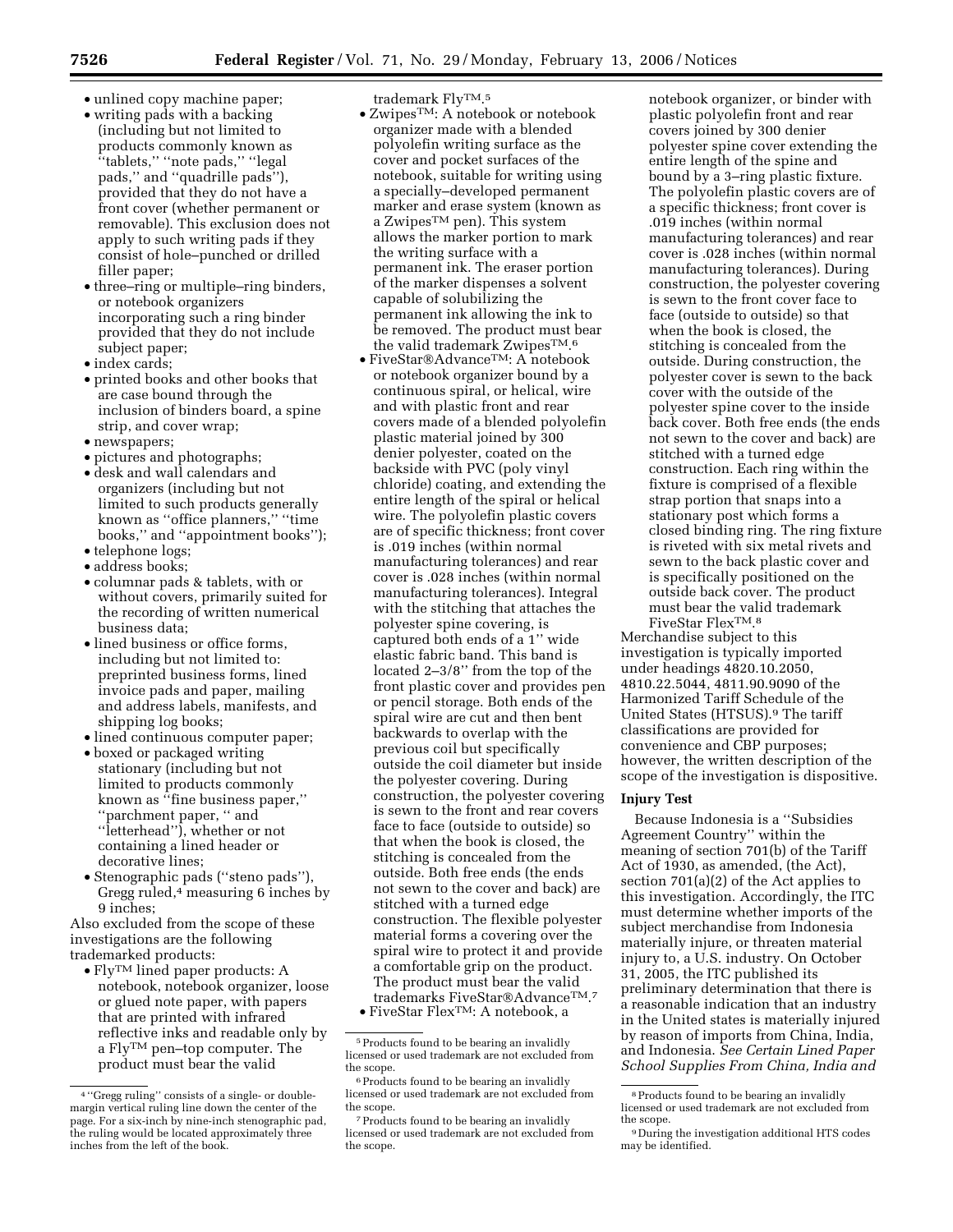- unlined copy machine paper;
- writing pads with a backing (including but not limited to products commonly known as ''tablets,'' ''note pads,'' ''legal pads,'' and ''quadrille pads''), provided that they do not have a front cover (whether permanent or removable). This exclusion does not apply to such writing pads if they consist of hole–punched or drilled filler paper;
- three–ring or multiple–ring binders, or notebook organizers incorporating such a ring binder provided that they do not include subject paper;
- index cards;
- printed books and other books that are case bound through the inclusion of binders board, a spine strip, and cover wrap;
- newspapers;
- pictures and photographs;
- desk and wall calendars and organizers (including but not limited to such products generally known as ''office planners,'' ''time books,'' and ''appointment books'');
- telephone logs;
- address books;
- columnar pads & tablets, with or without covers, primarily suited for the recording of written numerical business data;
- lined business or office forms, including but not limited to: preprinted business forms, lined invoice pads and paper, mailing and address labels, manifests, and shipping log books;
- lined continuous computer paper;
- boxed or packaged writing stationary (including but not limited to products commonly known as ''fine business paper,'' ''parchment paper, '' and ''letterhead''), whether or not containing a lined header or decorative lines;
- Stenographic pads (''steno pads''), Gregg ruled,[4] measuring 6 inches by 9 inches;

Also excluded from the scope of these investigations are the following trademarked products:

- Fly™ lined paper products: A notebook, notebook organizer, loose or glued note paper, with papers that are printed with infrared reflective inks and readable only by a Fly™ pen–top computer. The product must bear the valid trademark Fly™.[5]
- Zwipes™: A notebook or notebook organizer made with a blended polyolefin writing surface as the cover and pocket surfaces of the notebook, suitable for writing using a specially–developed permanent marker and erase system (known as a Zwipes™ pen). This system allows the marker portion to mark the writing surface with a permanent ink. The eraser portion of the marker dispenses a solvent capable of solubilizing the permanent ink allowing the ink to be removed. The product must bear the valid trademark Zwipes™.[6]
- FiveStar®Advance™: A notebook or notebook organizer bound by a continuous spiral, or helical, wire and with plastic front and rear covers made of a blended polyolefin plastic material joined by 300 denier polyester, coated on the backside with PVC (poly vinyl chloride) coating, and extending the entire length of the spiral or helical wire. The polyolefin plastic covers are of specific thickness; front cover is .019 inches (within normal manufacturing tolerances) and rear cover is .028 inches (within normal manufacturing tolerances). Integral with the stitching that attaches the polyester spine covering, is captured both ends of a 1'' wide elastic fabric band. This band is located 2–3/8'' from the top of the front plastic cover and provides pen or pencil storage. Both ends of the spiral wire are cut and then bent backwards to overlap with the previous coil but specifically outside the coil diameter but inside the polyester covering. During construction, the polyester covering is sewn to the front and rear covers face to face (outside to outside) so that when the book is closed, the stitching is concealed from the outside. Both free ends (the ends not sewn to the cover and back) are stitched with a turned edge construction. The flexible polyester material forms a covering over the spiral wire to protect it and provide a comfortable grip on the product. The product must bear the valid trademarks FiveStar®Advance™.[7]
- FiveStar Flex™: A notebook, a notebook organizer, or binder with plastic polyolefin front and rear covers joined by 300 denier polyester spine cover extending the entire length of the spine and bound by a 3–ring plastic fixture. The polyolefin plastic covers are of a specific thickness; front cover is .019 inches (within normal manufacturing tolerances) and rear cover is .028 inches (within normal manufacturing tolerances). During construction, the polyester covering is sewn to the front cover face to face (outside to outside) so that when the book is closed, the stitching is concealed from the outside. During construction, the polyester cover is sewn to the back cover with the outside of the polyester spine cover to the inside back cover. Both free ends (the ends not sewn to the cover and back) are stitched with a turned edge construction. Each ring within the fixture is comprised of a flexible strap portion that snaps into a stationary post which forms a closed binding ring. The ring fixture is riveted with six metal rivets and sewn to the back plastic cover and is specifically positioned on the outside back cover. The product must bear the valid trademark FiveStar Flex™.[8]

Merchandise subject to this investigation is typically imported under headings 4820.10.2050, 4810.22.5044, 4811.90.9090 of the Harmonized Tariff Schedule of the United States (HTSUS).[9] The tariff classifications are provided for convenience and CBP purposes; however, the written description of the scope of the investigation is dispositive.

## Injury Test

Because Indonesia is a ''Subsidies Agreement Country'' within the meaning of section 701(b) of the Tariff Act of 1930, as amended, (the Act), section 701(a)(2) of the Act applies to this investigation. Accordingly, the ITC must determine whether imports of the subject merchandise from Indonesia materially injure, or threaten material injury to, a U.S. industry. On October 31, 2005, the ITC published its preliminary determination that there is a reasonable indication that an industry in the United states is materially injured by reason of imports from China, India, and Indonesia. *See Certain Lined Paper School Supplies From China, India and*

---

[4] ''Gregg ruling'' consists of a single- or double-margin vertical ruling line down the center of the page. For a six-inch by nine-inch stenographic pad, the ruling would be located approximately three inches from the left of the book.

[5] Products found to be bearing an invalidly licensed or used trademark are not excluded from the scope.

[6] Products found to be bearing an invalidly licensed or used trademark are not excluded from the scope.

[7] Products found to be bearing an invalidly licensed or used trademark are not excluded from the scope.

[8] Products found to be bearing an invalidly licensed or used trademark are not excluded from the scope.

[9] During the investigation additional HTS codes may be identified.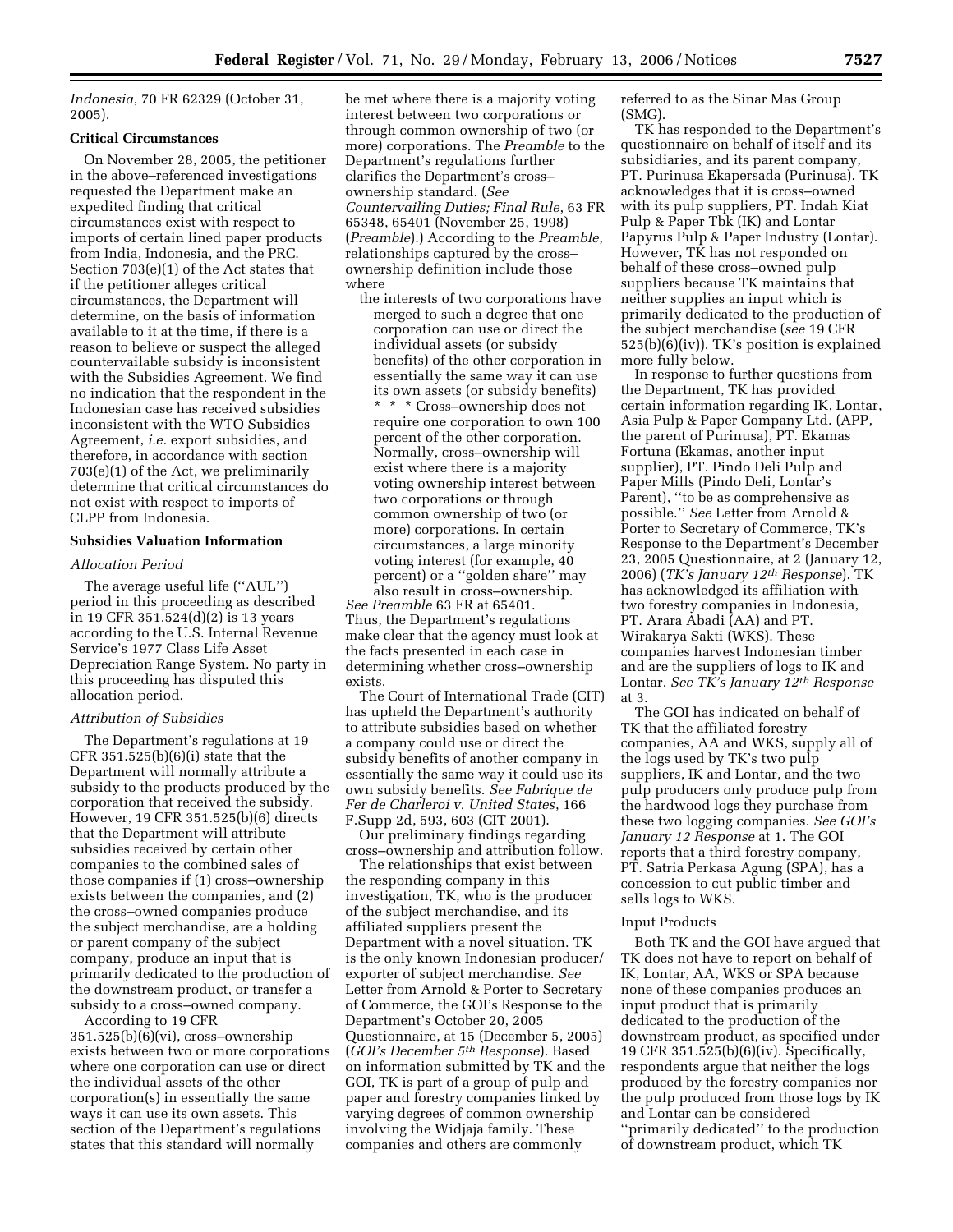*Indonesia*, 70 FR 62329 (October 31, 2005).

**Critical Circumstances**

On November 28, 2005, the petitioner in the above–referenced investigations requested the Department make an expedited finding that critical circumstances exist with respect to imports of certain lined paper products from India, Indonesia, and the PRC. Section 703(e)(1) of the Act states that if the petitioner alleges critical circumstances, the Department will determine, on the basis of information available to it at the time, if there is a reason to believe or suspect the alleged countervailable subsidy is inconsistent with the Subsidies Agreement. We find no indication that the respondent in the Indonesian case has received subsidies inconsistent with the WTO Subsidies Agreement, *i.e.* export subsidies, and therefore, in accordance with section 703(e)(1) of the Act, we preliminarily determine that critical circumstances do not exist with respect to imports of CLPP from Indonesia.

**Subsidies Valuation Information**

*Allocation Period*

The average useful life (''AUL'') period in this proceeding as described in 19 CFR 351.524(d)(2) is 13 years according to the U.S. Internal Revenue Service's 1977 Class Life Asset Depreciation Range System. No party in this proceeding has disputed this allocation period.

*Attribution of Subsidies*

The Department's regulations at 19 CFR 351.525(b)(6)(i) state that the Department will normally attribute a subsidy to the products produced by the corporation that received the subsidy. However, 19 CFR 351.525(b)(6) directs that the Department will attribute subsidies received by certain other companies to the combined sales of those companies if (1) cross–ownership exists between the companies, and (2) the cross–owned companies produce the subject merchandise, are a holding or parent company of the subject company, produce an input that is primarily dedicated to the production of the downstream product, or transfer a subsidy to a cross–owned company.

According to 19 CFR 351.525(b)(6)(vi), cross–ownership exists between two or more corporations where one corporation can use or direct the individual assets of the other corporation(s) in essentially the same ways it can use its own assets. This section of the Department's regulations states that this standard will normally be met where there is a majority voting interest between two corporations or through common ownership of two (or more) corporations. The *Preamble* to the Department's regulations further clarifies the Department's cross–ownership standard. (*See Countervailing Duties; Final Rule*, 63 FR 65348, 65401 (November 25, 1998) (*Preamble*).) According to the *Preamble*, relationships captured by the cross–ownership definition include those where

> the interests of two corporations have merged to such a degree that one corporation can use or direct the individual assets (or subsidy benefits) of the other corporation in essentially the same way it can use its own assets (or subsidy benefits) * * * Cross–ownership does not require one corporation to own 100 percent of the other corporation. Normally, cross–ownership will exist where there is a majority voting ownership interest between two corporations or through common ownership of two (or more) corporations. In certain circumstances, a large minority voting interest (for example, 40 percent) or a ''golden share'' may also result in cross–ownership.

*See Preamble* 63 FR at 65401. Thus, the Department's regulations make clear that the agency must look at the facts presented in each case in determining whether cross–ownership exists.

The Court of International Trade (CIT) has upheld the Department's authority to attribute subsidies based on whether a company could use or direct the subsidy benefits of another company in essentially the same way it could use its own subsidy benefits. *See Fabrique de Fer de Charleroi v. United States*, 166 F.Supp 2d, 593, 603 (CIT 2001).

Our preliminary findings regarding cross–ownership and attribution follow.

The relationships that exist between the responding company in this investigation, TK, who is the producer of the subject merchandise, and its affiliated suppliers present the Department with a novel situation. TK is the only known Indonesian producer/exporter of subject merchandise. *See* Letter from Arnold & Porter to Secretary of Commerce, the GOI's Response to the Department's October 20, 2005 Questionnaire, at 15 (December 5, 2005) (*GOI's December 5th Response*). Based on information submitted by TK and the GOI, TK is part of a group of pulp and paper and forestry companies linked by varying degrees of common ownership involving the Widjaja family. These companies and others are commonly referred to as the Sinar Mas Group (SMG).

TK has responded to the Department's questionnaire on behalf of itself and its subsidiaries, and its parent company, PT. Purinusa Ekapersada (Purinusa). TK acknowledges that it is cross–owned with its pulp suppliers, PT. Indah Kiat Pulp & Paper Tbk (IK) and Lontar Papyrus Pulp & Paper Industry (Lontar). However, TK has not responded on behalf of these cross–owned pulp suppliers because TK maintains that neither supplies an input which is primarily dedicated to the production of the subject merchandise (*see* 19 CFR 525(b)(6)(iv)). TK's position is explained more fully below.

In response to further questions from the Department, TK has provided certain information regarding IK, Lontar, Asia Pulp & Paper Company Ltd. (APP, the parent of Purinusa), PT. Ekamas Fortuna (Ekamas, another input supplier), PT. Pindo Deli Pulp and Paper Mills (Pindo Deli, Lontar's Parent), ''to be as comprehensive as possible.'' *See* Letter from Arnold & Porter to Secretary of Commerce, TK's Response to the Department's December 23, 2005 Questionnaire, at 2 (January 12, 2006) (*TK's January 12th Response*). TK has acknowledged its affiliation with two forestry companies in Indonesia, PT. Arara Abadi (AA) and PT. Wirakarya Sakti (WKS). These companies harvest Indonesian timber and are the suppliers of logs to IK and Lontar. *See TK's January 12th Response* at 3.

The GOI has indicated on behalf of TK that the affiliated forestry companies, AA and WKS, supply all of the logs used by TK's two pulp suppliers, IK and Lontar, and the two pulp producers only produce pulp from the hardwood logs they purchase from these two logging companies. *See GOI's January 12 Response* at 1. The GOI reports that a third forestry company, PT. Satria Perkasa Agung (SPA), has a concession to cut public timber and sells logs to WKS.

Input Products

Both TK and the GOI have argued that TK does not have to report on behalf of IK, Lontar, AA, WKS or SPA because none of these companies produces an input product that is primarily dedicated to the production of the downstream product, as specified under 19 CFR 351.525(b)(6)(iv). Specifically, respondents argue that neither the logs produced by the forestry companies nor the pulp produced from those logs by IK and Lontar can be considered ''primarily dedicated'' to the production of downstream product, which TK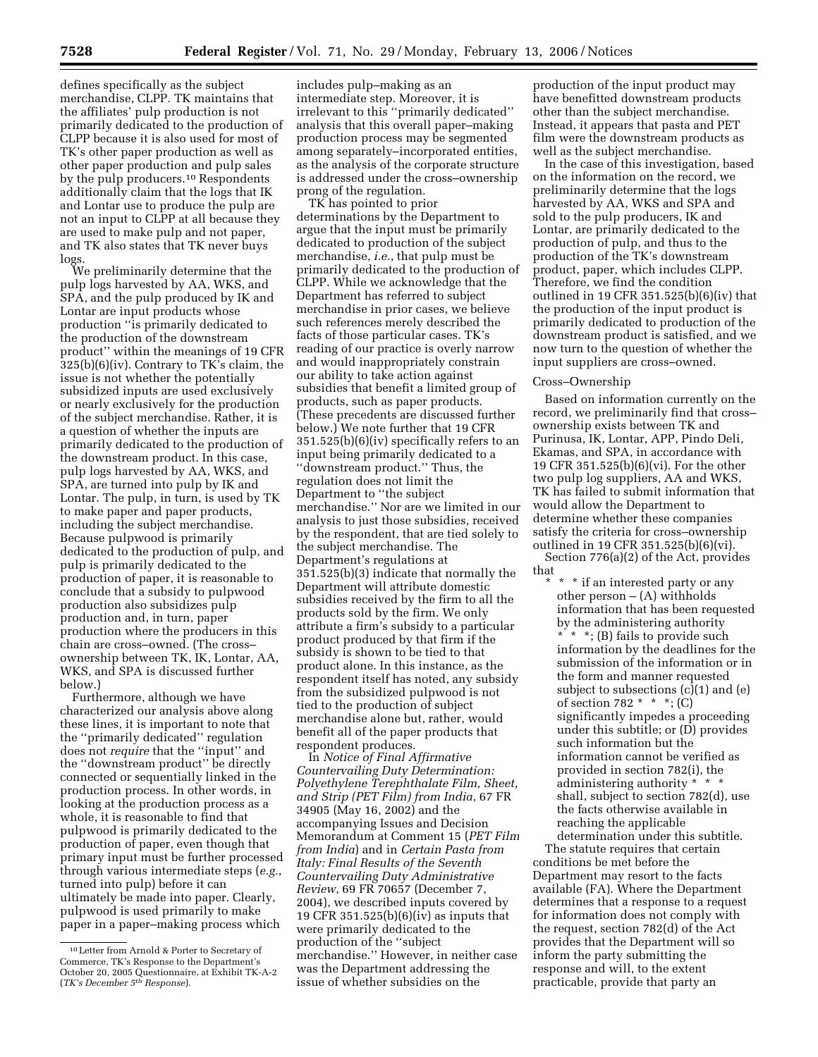defines specifically as the subject merchandise, CLPP. TK maintains that the affiliates' pulp production is not primarily dedicated to the production of CLPP because it is also used for most of TK's other paper production as well as other paper production and pulp sales by the pulp producers.[10] Respondents additionally claim that the logs that IK and Lontar use to produce the pulp are not an input to CLPP at all because they are used to make pulp and not paper, and TK also states that TK never buys logs.

We preliminarily determine that the pulp logs harvested by AA, WKS, and SPA, and the pulp produced by IK and Lontar are input products whose production "is primarily dedicated to the production of the downstream product" within the meanings of 19 CFR 325(b)(6)(iv). Contrary to TK's claim, the issue is not whether the potentially subsidized inputs are used exclusively or nearly exclusively for the production of the subject merchandise. Rather, it is a question of whether the inputs are primarily dedicated to the production of the downstream product. In this case, pulp logs harvested by AA, WKS, and SPA, are turned into pulp by IK and Lontar. The pulp, in turn, is used by TK to make paper and paper products, including the subject merchandise. Because pulpwood is primarily dedicated to the production of pulp, and pulp is primarily dedicated to the production of paper, it is reasonable to conclude that a subsidy to pulpwood production also subsidizes pulp production and, in turn, paper production where the producers in this chain are cross–owned. (The cross–ownership between TK, IK, Lontar, AA, WKS, and SPA is discussed further below.)

Furthermore, although we have characterized our analysis above along these lines, it is important to note that the "primarily dedicated" regulation does not *require* that the "input" and the "downstream product" be directly connected or sequentially linked in the production process. In other words, in looking at the production process as a whole, it is reasonable to find that pulpwood is primarily dedicated to the production of paper, even though that primary input must be further processed through various intermediate steps (*e.g.*, turned into pulp) before it can ultimately be made into paper. Clearly, pulpwood is used primarily to make paper in a paper–making process which includes pulp–making as an intermediate step. Moreover, it is irrelevant to this "primarily dedicated" analysis that this overall paper–making production process may be segmented among separately–incorporated entities, as the analysis of the corporate structure is addressed under the cross–ownership prong of the regulation.

TK has pointed to prior determinations by the Department to argue that the input must be primarily dedicated to production of the subject merchandise, *i.e.*, that pulp must be primarily dedicated to the production of CLPP. While we acknowledge that the Department has referred to subject merchandise in prior cases, we believe such references merely described the facts of those particular cases. TK's reading of our practice is overly narrow and would inappropriately constrain our ability to take action against subsidies that benefit a limited group of products, such as paper products. (These precedents are discussed further below.) We note further that 19 CFR 351.525(b)(6)(iv) specifically refers to an input being primarily dedicated to a "downstream product." Thus, the regulation does not limit the Department to "the subject merchandise." Nor are we limited in our analysis to just those subsidies, received by the respondent, that are tied solely to the subject merchandise. The Department's regulations at 351.525(b)(3) indicate that normally the Department will attribute domestic subsidies received by the firm to all the products sold by the firm. We only attribute a firm's subsidy to a particular product produced by that firm if the subsidy is shown to be tied to that product alone. In this instance, as the respondent itself has noted, any subsidy from the subsidized pulpwood is not tied to the production of subject merchandise alone but, rather, would benefit all of the paper products that respondent produces.

In *Notice of Final Affirmative Countervailing Duty Determination: Polyethylene Terephthalate Film, Sheet, and Strip (PET Film) from India*, 67 FR 34905 (May 16, 2002) and the accompanying Issues and Decision Memorandum at Comment 15 (*PET Film from India*) and in *Certain Pasta from Italy: Final Results of the Seventh Countervailing Duty Administrative Review*, 69 FR 70657 (December 7, 2004), we described inputs covered by 19 CFR 351.525(b)(6)(iv) as inputs that were primarily dedicated to the production of the "subject merchandise." However, in neither case was the Department addressing the issue of whether subsidies on the production of the input product may have benefitted downstream products other than the subject merchandise. Instead, it appears that pasta and PET film were the downstream products as well as the subject merchandise.

In the case of this investigation, based on the information on the record, we preliminarily determine that the logs harvested by AA, WKS and SPA and sold to the pulp producers, IK and Lontar, are primarily dedicated to the production of pulp, and thus to the production of the TK's downstream product, paper, which includes CLPP. Therefore, we find the condition outlined in 19 CFR 351.525(b)(6)(iv) that the production of the input product is primarily dedicated to production of the downstream product is satisfied, and we now turn to the question of whether the input suppliers are cross–owned.

### Cross–Ownership

Based on information currently on the record, we preliminarily find that cross–ownership exists between TK and Purinusa, IK, Lontar, APP, Pindo Deli, Ekamas, and SPA, in accordance with 19 CFR 351.525(b)(6)(vi). For the other two pulp log suppliers, AA and WKS, TK has failed to submit information that would allow the Department to determine whether these companies satisfy the criteria for cross–ownership outlined in 19 CFR 351.525(b)(6)(vi).

Section 776(a)(2) of the Act, provides that

> * * * if an interested party or any other person – (A) withholds information that has been requested by the administering authority * * *; (B) fails to provide such information by the deadlines for the submission of the information or in the form and manner requested subject to subsections (c)(1) and (e) of section 782 * * *; (C) significantly impedes a proceeding under this subtitle; or (D) provides such information but the information cannot be verified as provided in section 782(i), the administering authority * * * shall, subject to section 782(d), use the facts otherwise available in reaching the applicable determination under this subtitle.

The statute requires that certain conditions be met before the Department may resort to the facts available (FA). Where the Department determines that a response to a request for information does not comply with the request, section 782(d) of the Act provides that the Department will so inform the party submitting the response and will, to the extent practicable, provide that party an

[10] Letter from Arnold & Porter to Secretary of Commerce, TK's Response to the Department's October 20, 2005 Questionnaire, at Exhibit TK-A-2 (*TK's December 5th Response*).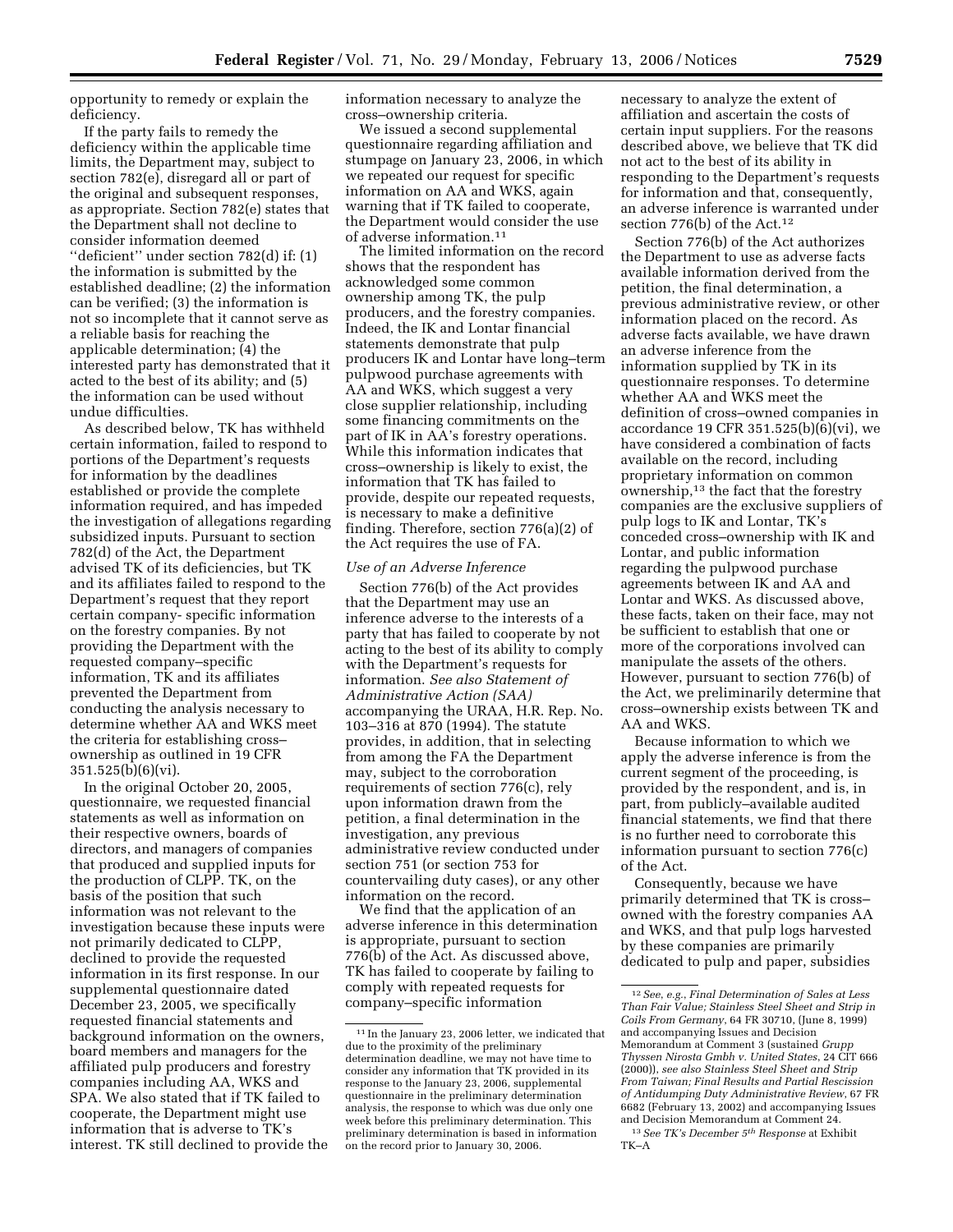opportunity to remedy or explain the deficiency.

If the party fails to remedy the deficiency within the applicable time limits, the Department may, subject to section 782(e), disregard all or part of the original and subsequent responses, as appropriate. Section 782(e) states that the Department shall not decline to consider information deemed ''deficient'' under section 782(d) if: (1) the information is submitted by the established deadline; (2) the information can be verified; (3) the information is not so incomplete that it cannot serve as a reliable basis for reaching the applicable determination; (4) the interested party has demonstrated that it acted to the best of its ability; and (5) the information can be used without undue difficulties.

As described below, TK has withheld certain information, failed to respond to portions of the Department's requests for information by the deadlines established or provide the complete information required, and has impeded the investigation of allegations regarding subsidized inputs. Pursuant to section 782(d) of the Act, the Department advised TK of its deficiencies, but TK and its affiliates failed to respond to the Department's request that they report certain company- specific information on the forestry companies. By not providing the Department with the requested company–specific information, TK and its affiliates prevented the Department from conducting the analysis necessary to determine whether AA and WKS meet the criteria for establishing cross–ownership as outlined in 19 CFR 351.525(b)(6)(vi).

In the original October 20, 2005, questionnaire, we requested financial statements as well as information on their respective owners, boards of directors, and managers of companies that produced and supplied inputs for the production of CLPP. TK, on the basis of the position that such information was not relevant to the investigation because these inputs were not primarily dedicated to CLPP, declined to provide the requested information in its first response. In our supplemental questionnaire dated December 23, 2005, we specifically requested financial statements and background information on the owners, board members and managers for the affiliated pulp producers and forestry companies including AA, WKS and SPA. We also stated that if TK failed to cooperate, the Department might use information that is adverse to TK's interest. TK still declined to provide the information necessary to analyze the cross–ownership criteria.

We issued a second supplemental questionnaire regarding affiliation and stumpage on January 23, 2006, in which we repeated our request for specific information on AA and WKS, again warning that if TK failed to cooperate, the Department would consider the use of adverse information.[11]

The limited information on the record shows that the respondent has acknowledged some common ownership among TK, the pulp producers, and the forestry companies. Indeed, the IK and Lontar financial statements demonstrate that pulp producers IK and Lontar have long–term pulpwood purchase agreements with AA and WKS, which suggest a very close supplier relationship, including some financing commitments on the part of IK in AA's forestry operations. While this information indicates that cross–ownership is likely to exist, the information that TK has failed to provide, despite our repeated requests, is necessary to make a definitive finding. Therefore, section 776(a)(2) of the Act requires the use of FA.

*Use of an Adverse Inference*

Section 776(b) of the Act provides that the Department may use an inference adverse to the interests of a party that has failed to cooperate by not acting to the best of its ability to comply with the Department's requests for information. *See also Statement of Administrative Action (SAA)* accompanying the URAA, H.R. Rep. No. 103–316 at 870 (1994). The statute provides, in addition, that in selecting from among the FA the Department may, subject to the corroboration requirements of section 776(c), rely upon information drawn from the petition, a final determination in the investigation, any previous administrative review conducted under section 751 (or section 753 for countervailing duty cases), or any other information on the record.

We find that the application of an adverse inference in this determination is appropriate, pursuant to section 776(b) of the Act. As discussed above, TK has failed to cooperate by failing to comply with repeated requests for company–specific information necessary to analyze the extent of affiliation and ascertain the costs of certain input suppliers. For the reasons described above, we believe that TK did not act to the best of its ability in responding to the Department's requests for information and that, consequently, an adverse inference is warranted under section 776(b) of the Act.[12]

Section 776(b) of the Act authorizes the Department to use as adverse facts available information derived from the petition, the final determination, a previous administrative review, or other information placed on the record. As adverse facts available, we have drawn an adverse inference from the information supplied by TK in its questionnaire responses. To determine whether AA and WKS meet the definition of cross–owned companies in accordance 19 CFR 351.525(b)(6)(vi), we have considered a combination of facts available on the record, including proprietary information on common ownership,[13] the fact that the forestry companies are the exclusive suppliers of pulp logs to IK and Lontar, TK's conceded cross–ownership with IK and Lontar, and public information regarding the pulpwood purchase agreements between IK and AA and Lontar and WKS. As discussed above, these facts, taken on their face, may not be sufficient to establish that one or more of the corporations involved can manipulate the assets of the others. However, pursuant to section 776(b) of the Act, we preliminarily determine that cross–ownership exists between TK and AA and WKS.

Because information to which we apply the adverse inference is from the current segment of the proceeding, is provided by the respondent, and is, in part, from publicly–available audited financial statements, we find that there is no further need to corroborate this information pursuant to section 776(c) of the Act.

Consequently, because we have primarily determined that TK is cross–owned with the forestry companies AA and WKS, and that pulp logs harvested by these companies are primarily dedicated to pulp and paper, subsidies

---

[11] In the January 23, 2006 letter, we indicated that due to the proximity of the preliminary determination deadline, we may not have time to consider any information that TK provided in its response to the January 23, 2006, supplemental questionnaire in the preliminary determination analysis, the response to which was due only one week before this preliminary determination. This preliminary determination is based in information on the record prior to January 30, 2006.

[12] *See, e.g., Final Determination of Sales at Less Than Fair Value; Stainless Steel Sheet and Strip in Coils From Germany*, 64 FR 30710, (June 8, 1999) and accompanying Issues and Decision Memorandum at Comment 3 (sustained *Grupp Thyssen Nirosta Gmbh v. United States*, 24 CIT 666 (2000)), *see also Stainless Steel Sheet and Strip From Taiwan; Final Results and Partial Rescission of Antidumping Duty Administrative Review*, 67 FR 6682 (February 13, 2002) and accompanying Issues and Decision Memorandum at Comment 24.

[13] *See TK's December 5th Response* at Exhibit TK–A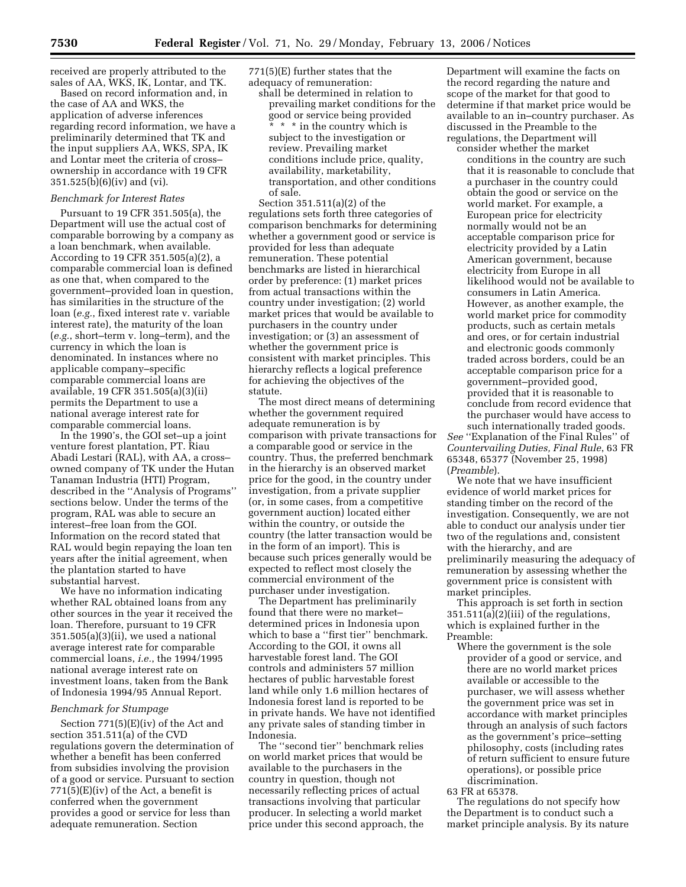received are properly attributed to the sales of AA, WKS, IK, Lontar, and TK.

Based on record information and, in the case of AA and WKS, the application of adverse inferences regarding record information, we have a preliminarily determined that TK and the input suppliers AA, WKS, SPA, IK and Lontar meet the criteria of cross–ownership in accordance with 19 CFR 351.525(b)(6)(iv) and (vi).

*Benchmark for Interest Rates*

Pursuant to 19 CFR 351.505(a), the Department will use the actual cost of comparable borrowing by a company as a loan benchmark, when available. According to 19 CFR 351.505(a)(2), a comparable commercial loan is defined as one that, when compared to the government–provided loan in question, has similarities in the structure of the loan (*e.g.*, fixed interest rate v. variable interest rate), the maturity of the loan (*e.g.*, short–term v. long–term), and the currency in which the loan is denominated. In instances where no applicable company–specific comparable commercial loans are available, 19 CFR 351.505(a)(3)(ii) permits the Department to use a national average interest rate for comparable commercial loans.

In the 1990's, the GOI set–up a joint venture forest plantation, PT. Riau Abadi Lestari (RAL), with AA, a cross–owned company of TK under the Hutan Tanaman Industria (HTI) Program, described in the ''Analysis of Programs'' sections below. Under the terms of the program, RAL was able to secure an interest–free loan from the GOI. Information on the record stated that RAL would begin repaying the loan ten years after the initial agreement, when the plantation started to have substantial harvest.

We have no information indicating whether RAL obtained loans from any other sources in the year it received the loan. Therefore, pursuant to 19 CFR 351.505(a)(3)(ii), we used a national average interest rate for comparable commercial loans, *i.e.*, the 1994/1995 national average interest rate on investment loans, taken from the Bank of Indonesia 1994/95 Annual Report.

*Benchmark for Stumpage*

Section 771(5)(E)(iv) of the Act and section 351.511(a) of the CVD regulations govern the determination of whether a benefit has been conferred from subsidies involving the provision of a good or service. Pursuant to section 771(5)(E)(iv) of the Act, a benefit is conferred when the government provides a good or service for less than adequate remuneration. Section 771(5)(E) further states that the adequacy of remuneration:

> shall be determined in relation to prevailing market conditions for the good or service being provided * * * in the country which is subject to the investigation or review. Prevailing market conditions include price, quality, availability, marketability, transportation, and other conditions of sale.

Section 351.511(a)(2) of the regulations sets forth three categories of comparison benchmarks for determining whether a government good or service is provided for less than adequate remuneration. These potential benchmarks are listed in hierarchical order by preference: (1) market prices from actual transactions within the country under investigation; (2) world market prices that would be available to purchasers in the country under investigation; or (3) an assessment of whether the government price is consistent with market principles. This hierarchy reflects a logical preference for achieving the objectives of the statute.

The most direct means of determining whether the government required adequate remuneration is by comparison with private transactions for a comparable good or service in the country. Thus, the preferred benchmark in the hierarchy is an observed market price for the good, in the country under investigation, from a private supplier (or, in some cases, from a competitive government auction) located either within the country, or outside the country (the latter transaction would be in the form of an import). This is because such prices generally would be expected to reflect most closely the commercial environment of the purchaser under investigation.

The Department has preliminarily found that there were no market–determined prices in Indonesia upon which to base a ''first tier'' benchmark. According to the GOI, it owns all harvestable forest land. The GOI controls and administers 57 million hectares of public harvestable forest land while only 1.6 million hectares of Indonesia forest land is reported to be in private hands. We have not identified any private sales of standing timber in Indonesia.

The ''second tier'' benchmark relies on world market prices that would be available to the purchasers in the country in question, though not necessarily reflecting prices of actual transactions involving that particular producer. In selecting a world market price under this second approach, the Department will examine the facts on the record regarding the nature and scope of the market for that good to determine if that market price would be available to an in–country purchaser. As discussed in the Preamble to the regulations, the Department will

> consider whether the market conditions in the country are such that it is reasonable to conclude that a purchaser in the country could obtain the good or service on the world market. For example, a European price for electricity normally would not be an acceptable comparison price for electricity provided by a Latin American government, because electricity from Europe in all likelihood would not be available to consumers in Latin America. However, as another example, the world market price for commodity products, such as certain metals and ores, or for certain industrial and electronic goods commonly traded across borders, could be an acceptable comparison price for a government–provided good, provided that it is reasonable to conclude from record evidence that the purchaser would have access to such internationally traded goods.

*See* ''Explanation of the Final Rules'' of *Countervailing Duties, Final Rule*, 63 FR 65348, 65377 (November 25, 1998) (*Preamble*).

We note that we have insufficient evidence of world market prices for standing timber on the record of the investigation. Consequently, we are not able to conduct our analysis under tier two of the regulations and, consistent with the hierarchy, and are preliminarily measuring the adequacy of remuneration by assessing whether the government price is consistent with market principles.

This approach is set forth in section 351.511(a)(2)(iii) of the regulations, which is explained further in the Preamble:

> Where the government is the sole provider of a good or service, and there are no world market prices available or accessible to the purchaser, we will assess whether the government price was set in accordance with market principles through an analysis of such factors as the government's price–setting philosophy, costs (including rates of return sufficient to ensure future operations), or possible price discrimination.

63 FR at 65378.

The regulations do not specify how the Department is to conduct such a market principle analysis. By its nature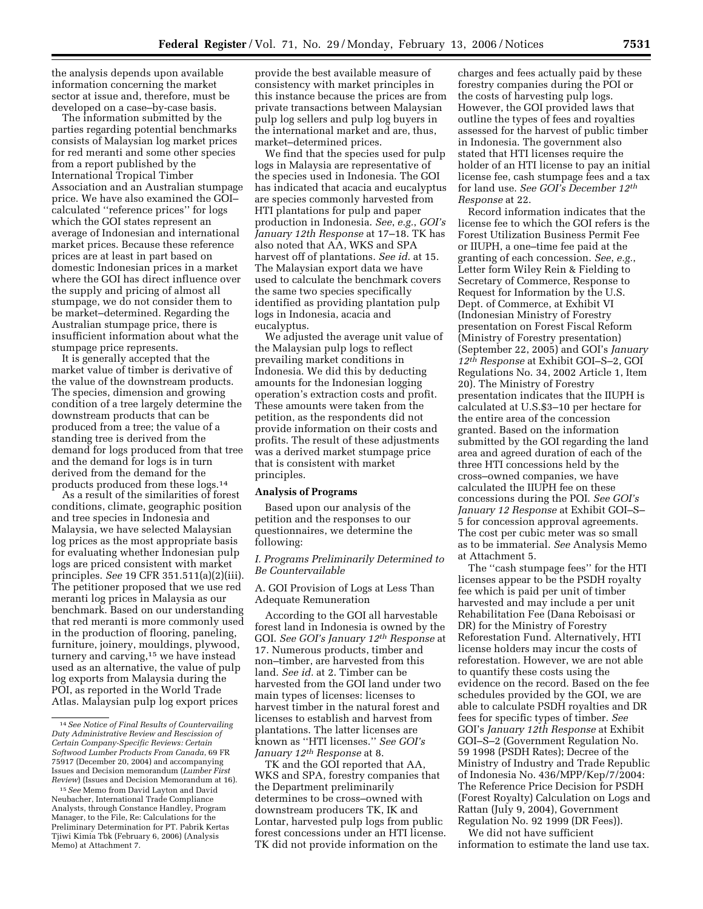the analysis depends upon available information concerning the market sector at issue and, therefore, must be developed on a case–by-case basis.

The information submitted by the parties regarding potential benchmarks consists of Malaysian log market prices for red meranti and some other species from a report published by the International Tropical Timber Association and an Australian stumpage price. We have also examined the GOI–calculated ''reference prices'' for logs which the GOI states represent an average of Indonesian and international market prices. Because these reference prices are at least in part based on domestic Indonesian prices in a market where the GOI has direct influence over the supply and pricing of almost all stumpage, we do not consider them to be market–determined. Regarding the Australian stumpage price, there is insufficient information about what the stumpage price represents.

It is generally accepted that the market value of timber is derivative of the value of the downstream products. The species, dimension and growing condition of a tree largely determine the downstream products that can be produced from a tree; the value of a standing tree is derived from the demand for logs produced from that tree and the demand for logs is in turn derived from the demand for the products produced from these logs.[14]

As a result of the similarities of forest conditions, climate, geographic position and tree species in Indonesia and Malaysia, we have selected Malaysian log prices as the most appropriate basis for evaluating whether Indonesian pulp logs are priced consistent with market principles. *See* 19 CFR 351.511(a)(2)(iii). The petitioner proposed that we use red meranti log prices in Malaysia as our benchmark. Based on our understanding that red meranti is more commonly used in the production of flooring, paneling, furniture, joinery, mouldings, plywood, turnery and carving,[15] we have instead used as an alternative, the value of pulp log exports from Malaysia during the POI, as reported in the World Trade Atlas. Malaysian pulp log export prices provide the best available measure of consistency with market principles in this instance because the prices are from private transactions between Malaysian pulp log sellers and pulp log buyers in the international market and are, thus, market–determined prices.

We find that the species used for pulp logs in Malaysia are representative of the species used in Indonesia. The GOI has indicated that acacia and eucalyptus are species commonly harvested from HTI plantations for pulp and paper production in Indonesia. *See*, *e.g.*, *GOI's January 12th Response* at 17–18. TK has also noted that AA, WKS and SPA harvest off of plantations. *See id.* at 15. The Malaysian export data we have used to calculate the benchmark covers the same two species specifically identified as providing plantation pulp logs in Indonesia, acacia and eucalyptus.

We adjusted the average unit value of the Malaysian pulp logs to reflect prevailing market conditions in Indonesia. We did this by deducting amounts for the Indonesian logging operation's extraction costs and profit. These amounts were taken from the petition, as the respondents did not provide information on their costs and profits. The result of these adjustments was a derived market stumpage price that is consistent with market principles.

**Analysis of Programs**

Based upon our analysis of the petition and the responses to our questionnaires, we determine the following:

*I. Programs Preliminarily Determined to Be Countervailable*

A. GOI Provision of Logs at Less Than Adequate Remuneration

According to the GOI all harvestable forest land in Indonesia is owned by the GOI. *See GOI's January 12th Response* at 17. Numerous products, timber and non–timber, are harvested from this land. *See id.* at 2. Timber can be harvested from the GOI land under two main types of licenses: licenses to harvest timber in the natural forest and licenses to establish and harvest from plantations. The latter licenses are known as ''HTI licenses.'' *See GOI's January 12th Response* at 8.

TK and the GOI reported that AA, WKS and SPA, forestry companies that the Department preliminarily determines to be cross–owned with downstream producers TK, IK and Lontar, harvested pulp logs from public forest concessions under an HTI license. TK did not provide information on the charges and fees actually paid by these forestry companies during the POI or the costs of harvesting pulp logs. However, the GOI provided laws that outline the types of fees and royalties assessed for the harvest of public timber in Indonesia. The government also stated that HTI licenses require the holder of an HTI license to pay an initial license fee, cash stumpage fees and a tax for land use. *See GOI's December 12th Response* at 22.

Record information indicates that the license fee to which the GOI refers is the Forest Utilization Business Permit Fee or IIUPH, a one–time fee paid at the granting of each concession. *See*, *e.g.*, Letter form Wiley Rein & Fielding to Secretary of Commerce, Response to Request for Information by the U.S. Dept. of Commerce, at Exhibit VI (Indonesian Ministry of Forestry presentation on Forest Fiscal Reform (Ministry of Forestry presentation) (September 22, 2005) and GOI's *January 12th Response* at Exhibit GOI–S–2, GOI Regulations No. 34, 2002 Article 1, Item 20). The Ministry of Forestry presentation indicates that the IIUPH is calculated at U.S.$3–10 per hectare for the entire area of the concession granted. Based on the information submitted by the GOI regarding the land area and agreed duration of each of the three HTI concessions held by the cross–owned companies, we have calculated the IIUPH fee on these concessions during the POI. *See GOI's January 12 Response* at Exhibit GOI–S–5 for concession approval agreements. The cost per cubic meter was so small as to be immaterial. *See* Analysis Memo at Attachment 5.

The ''cash stumpage fees'' for the HTI licenses appear to be the PSDH royalty fee which is paid per unit of timber harvested and may include a per unit Rehabilitation Fee (Dana Reboisasi or DR) for the Ministry of Forestry Reforestation Fund. Alternatively, HTI license holders may incur the costs of reforestation. However, we are not able to quantify these costs using the evidence on the record. Based on the fee schedules provided by the GOI, we are able to calculate PSDH royalties and DR fees for specific types of timber. *See* GOI's *January 12th Response* at Exhibit GOI–S–2 (Government Regulation No. 59 1998 (PSDH Rates); Decree of the Ministry of Industry and Trade Republic of Indonesia No. 436/MPP/Kep/7/2004: The Reference Price Decision for PSDH (Forest Royalty) Calculation on Logs and Rattan (July 9, 2004), Government Regulation No. 92 1999 (DR Fees)).

We did not have sufficient information to estimate the land use tax.

---

[14] *See Notice of Final Results of Countervailing Duty Administrative Review and Rescission of Certain Company-Specific Reviews: Certain Softwood Lumber Products From Canada*, 69 FR 75917 (December 20, 2004) and accompanying Issues and Decision memorandum (*Lumber First Review*) (Issues and Decision Memorandum at 16).

[15] *See* Memo from David Layton and David Neubacher, International Trade Compliance Analysts, through Constance Handley, Program Manager, to the File, Re: Calculations for the Preliminary Determination for PT. Pabrik Kertas Tjiwi Kimia Tbk (February 6, 2006) (Analysis Memo) at Attachment 7.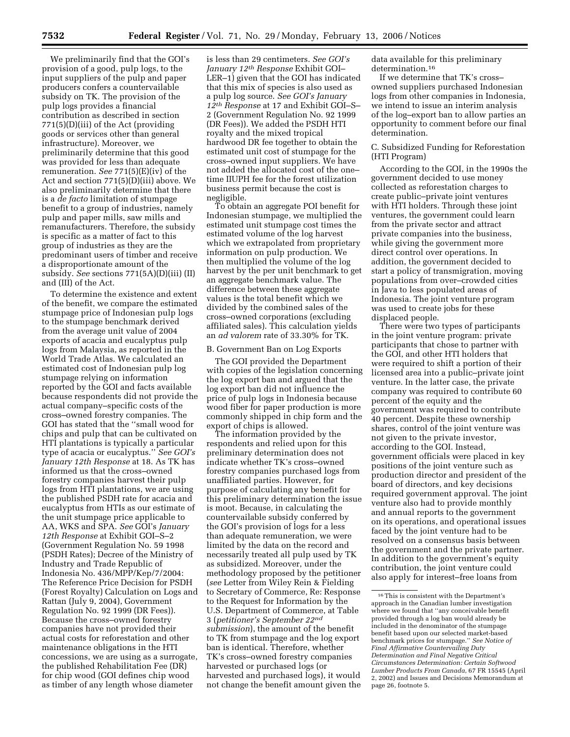We preliminarily find that the GOI's provision of a good, pulp logs, to the input suppliers of the pulp and paper producers confers a countervailable subsidy on TK. The provision of the pulp logs provides a financial contribution as described in section 771(5)(D)(iii) of the Act (providing goods or services other than general infrastructure). Moreover, we preliminarily determine that this good was provided for less than adequate remuneration. *See* 771(5)(E)(iv) of the Act and section 771(5)(D)(iii) above. We also preliminarily determine that there is a *de facto* limitation of stumpage benefit to a group of industries, namely pulp and paper mills, saw mills and remanufacturers. Therefore, the subsidy is specific as a matter of fact to this group of industries as they are the predominant users of timber and receive a disproportionate amount of the subsidy. *See* sections 771(5A)(D)(iii) (II) and (III) of the Act.

To determine the existence and extent of the benefit, we compare the estimated stumpage price of Indonesian pulp logs to the stumpage benchmark derived from the average unit value of 2004 exports of acacia and eucalyptus pulp logs from Malaysia, as reported in the World Trade Atlas. We calculated an estimated cost of Indonesian pulp log stumpage relying on information reported by the GOI and facts available because respondents did not provide the actual company–specific costs of the cross–owned forestry companies. The GOI has stated that the ''small wood for chips and pulp that can be cultivated on HTI plantations is typically a particular type of acacia or eucalyptus.'' *See GOI's January 12th Response* at 18. As TK has informed us that the cross–owned forestry companies harvest their pulp logs from HTI plantations, we are using the published PSDH rate for acacia and eucalyptus from HTIs as our estimate of the unit stumpage price applicable to AA, WKS and SPA. *See* GOI's *January 12th Response* at Exhibit GOI–S–2 (Government Regulation No. 59 1998 (PSDH Rates); Decree of the Ministry of Industry and Trade Republic of Indonesia No. 436/MPP/Kep/7/2004: The Reference Price Decision for PSDH (Forest Royalty) Calculation on Logs and Rattan (July 9, 2004), Government Regulation No. 92 1999 (DR Fees)). Because the cross–owned forestry companies have not provided their actual costs for reforestation and other maintenance obligations in the HTI concessions, we are using as a surrogate, the published Rehabilitation Fee (DR) for chip wood (GOI defines chip wood as timber of any length whose diameter is less than 29 centimeters. *See GOI's January 12th Response* Exhibit GOI–LER–1) given that the GOI has indicated that this mix of species is also used as a pulp log source. *See GOI's January 12th Response* at 17 and Exhibit GOI–S–2 (Government Regulation No. 92 1999 (DR Fees)). We added the PSDH HTI royalty and the mixed tropical hardwood DR fee together to obtain the estimated unit cost of stumpage for the cross–owned input suppliers. We have not added the allocated cost of the one–time IIUPH fee for the forest utilization business permit because the cost is negligible.

To obtain an aggregate POI benefit for Indonesian stumpage, we multiplied the estimated unit stumpage cost times the estimated volume of the log harvest which we extrapolated from proprietary information on pulp production. We then multiplied the volume of the log harvest by the per unit benchmark to get an aggregate benchmark value. The difference between these aggregate values is the total benefit which we divided by the combined sales of the cross–owned corporations (excluding affiliated sales). This calculation yields an *ad valorem* rate of 33.30% for TK.

B. Government Ban on Log Exports

The GOI provided the Department with copies of the legislation concerning the log export ban and argued that the log export ban did not influence the price of pulp logs in Indonesia because wood fiber for paper production is more commonly shipped in chip form and the export of chips is allowed.

The information provided by the respondents and relied upon for this preliminary determination does not indicate whether TK's cross–owned forestry companies purchased logs from unaffiliated parties. However, for purpose of calculating any benefit for this preliminary determination the issue is moot. Because, in calculating the countervailable subsidy conferred by the GOI's provision of logs for a less than adequate remuneration, we were limited by the data on the record and necessarily treated all pulp used by TK as subsidized. Moreover, under the methodology proposed by the petitioner (*see* Letter from Wiley Rein & Fielding to Secretary of Commerce, Re: Response to the Request for Information by the U.S. Department of Commerce, at Table 3 (*petitioner's September 22nd submission*), the amount of the benefit to TK from stumpage and the log export ban is identical. Therefore, whether TK's cross–owned forestry companies harvested or purchased logs (or harvested and purchased logs), it would not change the benefit amount given the data available for this preliminary determination.[16]

If we determine that TK's cross–owned suppliers purchased Indonesian logs from other companies in Indonesia, we intend to issue an interim analysis of the log–export ban to allow parties an opportunity to comment before our final determination.

C. Subsidized Funding for Reforestation (HTI Program)

According to the GOI, in the 1990s the government decided to use money collected as reforestation charges to create public–private joint ventures with HTI holders. Through these joint ventures, the government could learn from the private sector and attract private companies into the business, while giving the government more direct control over operations. In addition, the government decided to start a policy of transmigration, moving populations from over–crowded cities in Java to less populated areas of Indonesia. The joint venture program was used to create jobs for these displaced people.

There were two types of participants in the joint venture program: private participants that chose to partner with the GOI, and other HTI holders that were required to shift a portion of their licensed area into a public–private joint venture. In the latter case, the private company was required to contribute 60 percent of the equity and the government was required to contribute 40 percent. Despite these ownership shares, control of the joint venture was not given to the private investor, according to the GOI. Instead, government officials were placed in key positions of the joint venture such as production director and president of the board of directors, and key decisions required government approval. The joint venture also had to provide monthly and annual reports to the government on its operations, and operational issues faced by the joint venture had to be resolved on a consensus basis between the government and the private partner. In addition to the government's equity contribution, the joint venture could also apply for interest–free loans from

[16] This is consistent with the Department's approach in the Canadian lumber investigation where we found that ''any conceivable benefit provided through a log ban would already be included in the denominator of the stumpage benefit based upon our selected market-based benchmark prices for stumpage.'' *See Notice of Final Affirmative Countervailing Duty Determination and Final Negative Critical Circumstances Determination: Certain Softwood Lumber Products From Canada*, 67 FR 15545 (April 2, 2002) and Issues and Decisions Memorandum at page 26, footnote 5.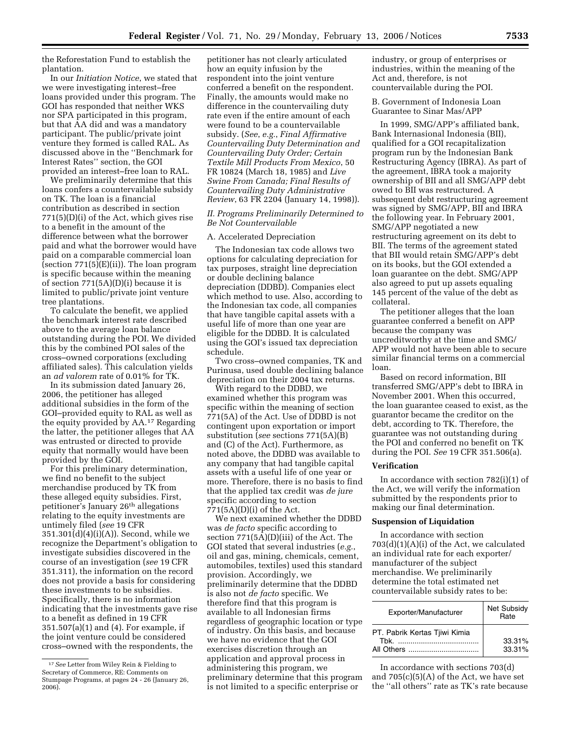the Reforestation Fund to establish the plantation.

In our *Initiation Notice*, we stated that we were investigating interest–free loans provided under this program. The GOI has responded that neither WKS nor SPA participated in this program, but that AA did and was a mandatory participant. The public/private joint venture they formed is called RAL. As discussed above in the ''Benchmark for Interest Rates'' section, the GOI provided an interest–free loan to RAL.

We preliminarily determine that this loans confers a countervailable subsidy on TK. The loan is a financial contribution as described in section 771(5)(D)(i) of the Act, which gives rise to a benefit in the amount of the difference between what the borrower paid and what the borrower would have paid on a comparable commercial loan (section 771(5)(E)(ii)). The loan program is specific because within the meaning of section 771(5A)(D)(i) because it is limited to public/private joint venture tree plantations.

To calculate the benefit, we applied the benchmark interest rate described above to the average loan balance outstanding during the POI. We divided this by the combined POI sales of the cross–owned corporations (excluding affiliated sales). This calculation yields an *ad valorem* rate of 0.01% for TK.

In its submission dated January 26, 2006, the petitioner has alleged additional subsidies in the form of the GOI–provided equity to RAL as well as the equity provided by AA.[17] Regarding the latter, the petitioner alleges that AA was entrusted or directed to provide equity that normally would have been provided by the GOI.

For this preliminary determination, we find no benefit to the subject merchandise produced by TK from these alleged equity subsidies. First, petitioner's January 26th allegations relating to the equity investments are untimely filed (*see* 19 CFR 351.301(d)(4)(i)(A)). Second, while we recognize the Department's obligation to investigate subsidies discovered in the course of an investigation (*see* 19 CFR 351.311), the information on the record does not provide a basis for considering these investments to be subsidies. Specifically, there is no information indicating that the investments gave rise to a benefit as defined in 19 CFR 351.507(a)(1) and (4). For example, if the joint venture could be considered cross–owned with the respondents, the petitioner has not clearly articulated how an equity infusion by the respondent into the joint venture conferred a benefit on the respondent. Finally, the amounts would make no difference in the countervailing duty rate even if the entire amount of each were found to be a countervailable subsidy. (*See*, *e.g.*, *Final Affirmative Countervailing Duty Determination and Countervailing Duty Order; Certain Textile Mill Products From Mexico*, 50 FR 10824 (March 18, 1985) and *Live Swine From Canada; Final Results of Countervailing Duty Administrative Review*, 63 FR 2204 (January 14, 1998)).

*II. Programs Preliminarily Determined to Be Not Countervailable*

A. Accelerated Depreciation

The Indonesian tax code allows two options for calculating depreciation for tax purposes, straight line depreciation or double declining balance depreciation (DDBD). Companies elect which method to use. Also, according to the Indonesian tax code, all companies that have tangible capital assets with a useful life of more than one year are eligible for the DDBD. It is calculated using the GOI's issued tax depreciation schedule.

Two cross–owned companies, TK and Purinusa, used double declining balance depreciation on their 2004 tax returns.

With regard to the DDBD, we examined whether this program was specific within the meaning of section 771(5A) of the Act. Use of DDBD is not contingent upon exportation or import substitution (*see* sections 771(5A)(B) and (C) of the Act). Furthermore, as noted above, the DDBD was available to any company that had tangible capital assets with a useful life of one year or more. Therefore, there is no basis to find that the applied tax credit was *de jure* specific according to section 771(5A)(D)(i) of the Act.

We next examined whether the DDBD was *de facto* specific according to section 771(5A)(D)(iii) of the Act. The GOI stated that several industries (*e.g.*, oil and gas, mining, chemicals, cement, automobiles, textiles) used this standard provision. Accordingly, we preliminarily determine that the DDBD is also not *de facto* specific. We therefore find that this program is available to all Indonesian firms regardless of geographic location or type of industry. On this basis, and because we have no evidence that the GOI exercises discretion through an application and approval process in administering this program, we preliminary determine that this program is not limited to a specific enterprise or industry, or group of enterprises or industries, within the meaning of the Act and, therefore, is not countervailable during the POI.

B. Government of Indonesia Loan Guarantee to Sinar Mas/APP

In 1999, SMG/APP's affiliated bank, Bank Internasional Indonesia (BII), qualified for a GOI recapitalization program run by the Indonesian Bank Restructuring Agency (IBRA). As part of the agreement, IBRA took a majority ownership of BII and all SMG/APP debt owed to BII was restructured. A subsequent debt restructuring agreement was signed by SMG/APP, BII and IBRA the following year. In February 2001, SMG/APP negotiated a new restructuring agreement on its debt to BII. The terms of the agreement stated that BII would retain SMG/APP's debt on its books, but the GOI extended a loan guarantee on the debt. SMG/APP also agreed to put up assets equaling 145 percent of the value of the debt as collateral.

The petitioner alleges that the loan guarantee conferred a benefit on APP because the company was uncreditworthy at the time and SMG/APP would not have been able to secure similar financial terms on a commercial loan.

Based on record information, BII transferred SMG/APP's debt to IBRA in November 2001. When this occurred, the loan guarantee ceased to exist, as the guarantor became the creditor on the debt, according to TK. Therefore, the guarantee was not outstanding during the POI and conferred no benefit on TK during the POI. *See* 19 CFR 351.506(a).

**Verification**

In accordance with section 782(i)(1) of the Act, we will verify the information submitted by the respondents prior to making our final determination.

**Suspension of Liquidation**

In accordance with section 703(d)(1)(A)(i) of the Act, we calculated an individual rate for each exporter/manufacturer of the subject merchandise. We preliminarily determine the total estimated net countervailable subsidy rates to be:

| Exporter/Manufacturer | Net Subsidy Rate |
|---|---|
| PT. Pabrik Kertas Tjiwi Kimia Tbk. | 33.31% |
| All Others | 33.31% |

In accordance with sections 703(d) and 705(c)(5)(A) of the Act, we have set the ''all others'' rate as TK's rate because

[17] *See* Letter from Wiley Rein & Fielding to Secretary of Commerce, RE: Comments on Stumpage Programs, at pages 24 - 26 (January 26, 2006).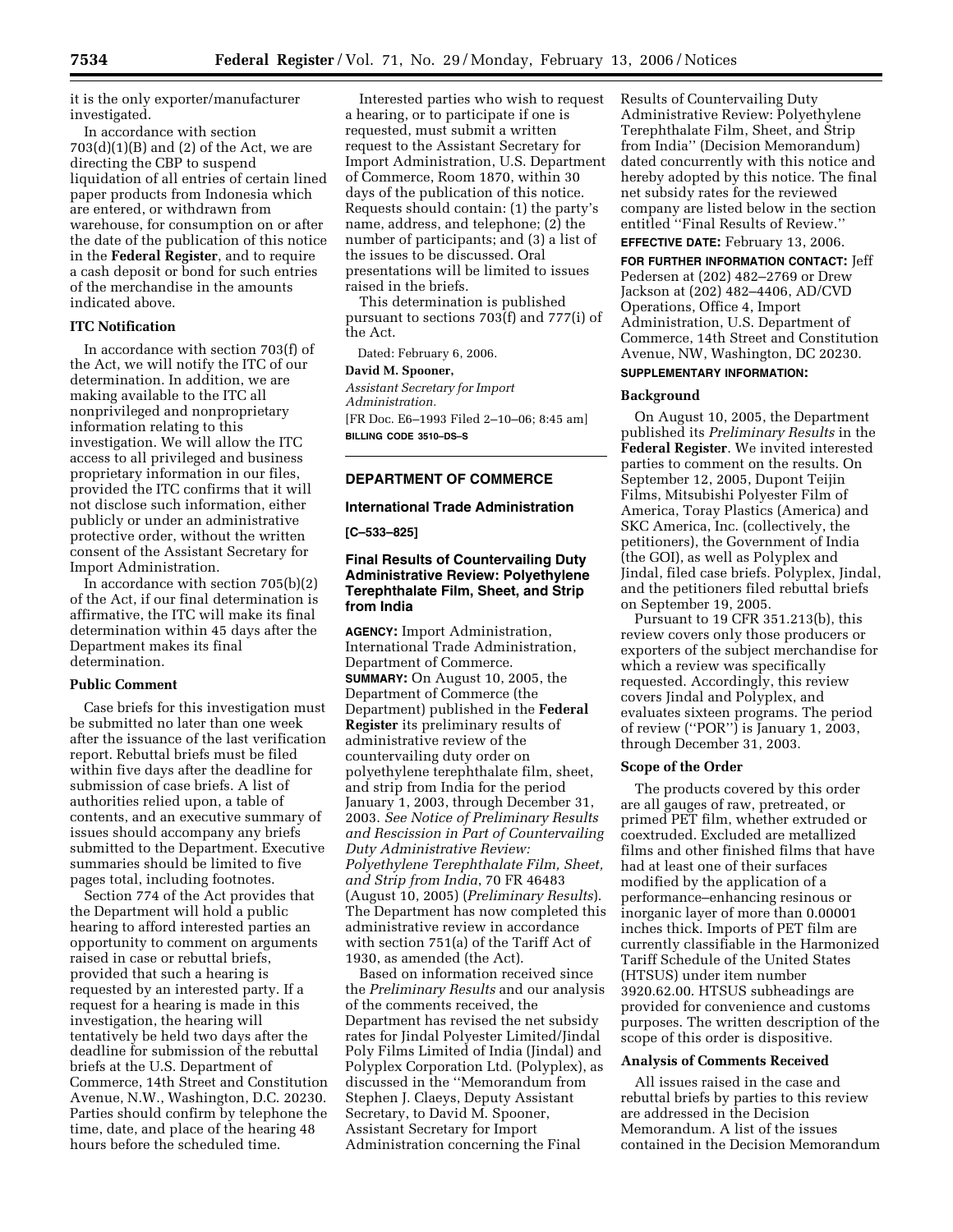it is the only exporter/manufacturer investigated.

In accordance with section 703(d)(1)(B) and (2) of the Act, we are directing the CBP to suspend liquidation of all entries of certain lined paper products from Indonesia which are entered, or withdrawn from warehouse, for consumption on or after the date of the publication of this notice in the **Federal Register**, and to require a cash deposit or bond for such entries of the merchandise in the amounts indicated above.

### ITC Notification

In accordance with section 703(f) of the Act, we will notify the ITC of our determination. In addition, we are making available to the ITC all nonprivileged and nonproprietary information relating to this investigation. We will allow the ITC access to all privileged and business proprietary information in our files, provided the ITC confirms that it will not disclose such information, either publicly or under an administrative protective order, without the written consent of the Assistant Secretary for Import Administration.

In accordance with section 705(b)(2) of the Act, if our final determination is affirmative, the ITC will make its final determination within 45 days after the Department makes its final determination.

### Public Comment

Case briefs for this investigation must be submitted no later than one week after the issuance of the last verification report. Rebuttal briefs must be filed within five days after the deadline for submission of case briefs. A list of authorities relied upon, a table of contents, and an executive summary of issues should accompany any briefs submitted to the Department. Executive summaries should be limited to five pages total, including footnotes.

Section 774 of the Act provides that the Department will hold a public hearing to afford interested parties an opportunity to comment on arguments raised in case or rebuttal briefs, provided that such a hearing is requested by an interested party. If a request for a hearing is made in this investigation, the hearing will tentatively be held two days after the deadline for submission of the rebuttal briefs at the U.S. Department of Commerce, 14th Street and Constitution Avenue, N.W., Washington, D.C. 20230. Parties should confirm by telephone the time, date, and place of the hearing 48 hours before the scheduled time.

Interested parties who wish to request a hearing, or to participate if one is requested, must submit a written request to the Assistant Secretary for Import Administration, U.S. Department of Commerce, Room 1870, within 30 days of the publication of this notice. Requests should contain: (1) the party's name, address, and telephone; (2) the number of participants; and (3) a list of the issues to be discussed. Oral presentations will be limited to issues raised in the briefs.

This determination is published pursuant to sections 703(f) and 777(i) of the Act.

Dated: February 6, 2006.

**David M. Spooner,**

*Assistant Secretary for Import Administration.*

[FR Doc. E6–1993 Filed 2–10–06; 8:45 am]

**BILLING CODE 3510–DS–S**

---

## DEPARTMENT OF COMMERCE

### International Trade Administration

**[C–533–825]**

### Final Results of Countervailing Duty Administrative Review: Polyethylene Terephthalate Film, Sheet, and Strip from India

**AGENCY:** Import Administration, International Trade Administration, Department of Commerce.

**SUMMARY:** On August 10, 2005, the Department of Commerce (the Department) published in the **Federal Register** its preliminary results of administrative review of the countervailing duty order on polyethylene terephthalate film, sheet, and strip from India for the period January 1, 2003, through December 31, 2003. *See Notice of Preliminary Results and Rescission in Part of Countervailing Duty Administrative Review: Polyethylene Terephthalate Film, Sheet, and Strip from India*, 70 FR 46483 (August 10, 2005) (*Preliminary Results*). The Department has now completed this administrative review in accordance with section 751(a) of the Tariff Act of 1930, as amended (the Act).

Based on information received since the *Preliminary Results* and our analysis of the comments received, the Department has revised the net subsidy rates for Jindal Polyester Limited/Jindal Poly Films Limited of India (Jindal) and Polyplex Corporation Ltd. (Polyplex), as discussed in the ''Memorandum from Stephen J. Claeys, Deputy Assistant Secretary, to David M. Spooner, Assistant Secretary for Import Administration concerning the Final Results of Countervailing Duty Administrative Review: Polyethylene Terephthalate Film, Sheet, and Strip from India'' (Decision Memorandum) dated concurrently with this notice and hereby adopted by this notice. The final net subsidy rates for the reviewed company are listed below in the section entitled ''Final Results of Review.''

**EFFECTIVE DATE:** February 13, 2006.

**FOR FURTHER INFORMATION CONTACT:** Jeff Pedersen at (202) 482–2769 or Drew Jackson at (202) 482–4406, AD/CVD Operations, Office 4, Import Administration, U.S. Department of Commerce, 14th Street and Constitution Avenue, NW, Washington, DC 20230.

**SUPPLEMENTARY INFORMATION:**

### Background

On August 10, 2005, the Department published its *Preliminary Results* in the **Federal Register**. We invited interested parties to comment on the results. On September 12, 2005, Dupont Teijin Films, Mitsubishi Polyester Film of America, Toray Plastics (America) and SKC America, Inc. (collectively, the petitioners), the Government of India (the GOI), as well as Polyplex and Jindal, filed case briefs. Polyplex, Jindal, and the petitioners filed rebuttal briefs on September 19, 2005.

Pursuant to 19 CFR 351.213(b), this review covers only those producers or exporters of the subject merchandise for which a review was specifically requested. Accordingly, this review covers Jindal and Polyplex, and evaluates sixteen programs. The period of review (''POR'') is January 1, 2003, through December 31, 2003.

### Scope of the Order

The products covered by this order are all gauges of raw, pretreated, or primed PET film, whether extruded or coextruded. Excluded are metallized films and other finished films that have had at least one of their surfaces modified by the application of a performance–enhancing resinous or inorganic layer of more than 0.00001 inches thick. Imports of PET film are currently classifiable in the Harmonized Tariff Schedule of the United States (HTSUS) under item number 3920.62.00. HTSUS subheadings are provided for convenience and customs purposes. The written description of the scope of this order is dispositive.

### Analysis of Comments Received

All issues raised in the case and rebuttal briefs by parties to this review are addressed in the Decision Memorandum. A list of the issues contained in the Decision Memorandum